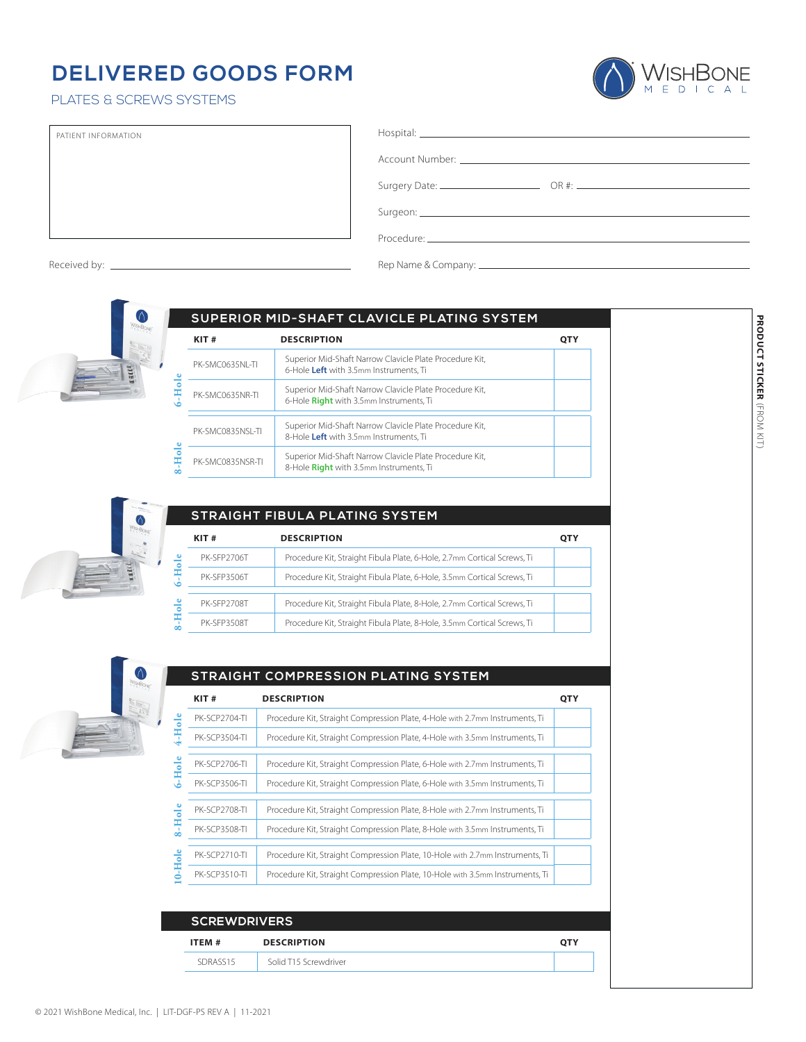# DELIVERED GOODS FORM

PLATES & SCREWS SYSTEMS

WishBone Medical

PATIENT INFORMATION

Received by: \_\_\_\_\_\_\_\_\_\_\_\_\_\_\_\_\_\_\_\_

Hospital: \_\_\_\_\_\_\_\_\_\_\_\_\_\_\_\_\_\_\_\_

Account Number: \_\_\_\_\_\_\_\_\_\_\_\_\_\_\_\_\_\_\_\_

Surgery Date: \_\_\_\_\_\_\_\_\_\_ OR #: \_\_\_\_\_\_\_\_\_\_

Surgeon: \_\_\_\_\_\_\_\_\_\_\_\_\_\_\_\_\_\_\_\_

Procedure: \_\_\_\_\_\_\_\_\_\_\_\_\_\_\_\_\_\_\_\_

Rep Name & Company: \_\_\_\_\_\_\_\_\_\_\_\_\_\_\_\_\_\_\_\_

## SUPERIOR MID-SHAFT CLAVICLE PLATING SYSTEM

| | KIT # | DESCRIPTION | QTY |
|---|---|---|---|
| 6-Hole | PK-SMC0635NL-TI | Superior Mid-Shaft Narrow Clavicle Plate Procedure Kit, 6-Hole **Left** with 3.5mm Instruments, Ti | |
| 6-Hole | PK-SMC0635NR-TI | Superior Mid-Shaft Narrow Clavicle Plate Procedure Kit, 6-Hole **Right** with 3.5mm Instruments, Ti | |
| 8-Hole | PK-SMC0835NSL-TI | Superior Mid-Shaft Narrow Clavicle Plate Procedure Kit, 8-Hole **Left** with 3.5mm Instruments, Ti | |
| 8-Hole | PK-SMC0835NSR-TI | Superior Mid-Shaft Narrow Clavicle Plate Procedure Kit, 8-Hole **Right** with 3.5mm Instruments, Ti | |

## STRAIGHT FIBULA PLATING SYSTEM

| | KIT # | DESCRIPTION | QTY |
|---|---|---|---|
| 6-Hole | PK-SFP2706T | Procedure Kit, Straight Fibula Plate, 6-Hole, 2.7mm Cortical Screws, Ti | |
| 6-Hole | PK-SFP3506T | Procedure Kit, Straight Fibula Plate, 6-Hole, 3.5mm Cortical Screws, Ti | |
| 8-Hole | PK-SFP2708T | Procedure Kit, Straight Fibula Plate, 8-Hole, 2.7mm Cortical Screws, Ti | |
| 8-Hole | PK-SFP3508T | Procedure Kit, Straight Fibula Plate, 8-Hole, 3.5mm Cortical Screws, Ti | |

## STRAIGHT COMPRESSION PLATING SYSTEM

| | KIT # | DESCRIPTION | QTY |
|---|---|---|---|
| 4-Hole | PK-SCP2704-TI | Procedure Kit, Straight Compression Plate, 4-Hole with 2.7mm Instruments, Ti | |
| 4-Hole | PK-SCP3504-TI | Procedure Kit, Straight Compression Plate, 4-Hole with 3.5mm Instruments, Ti | |
| 6-Hole | PK-SCP2706-TI | Procedure Kit, Straight Compression Plate, 6-Hole with 2.7mm Instruments, Ti | |
| 6-Hole | PK-SCP3506-TI | Procedure Kit, Straight Compression Plate, 6-Hole with 3.5mm Instruments, Ti | |
| 8-Hole | PK-SCP2708-TI | Procedure Kit, Straight Compression Plate, 8-Hole with 2.7mm Instruments, Ti | |
| 8-Hole | PK-SCP3508-TI | Procedure Kit, Straight Compression Plate, 8-Hole with 3.5mm Instruments, Ti | |
| 10-Hole | PK-SCP2710-TI | Procedure Kit, Straight Compression Plate, 10-Hole with 2.7mm Instruments, Ti | |
| 10-Hole | PK-SCP3510-TI | Procedure Kit, Straight Compression Plate, 10-Hole with 3.5mm Instruments, Ti | |

## SCREWDRIVERS

| ITEM # | DESCRIPTION | QTY |
|---|---|---|
| SDRASS15 | Solid T15 Screwdriver | |

**PRODUCT STICKER** (FROM KIT)

© 2021 WishBone Medical, Inc. | LIT-DGF-PS REV A | 11-2021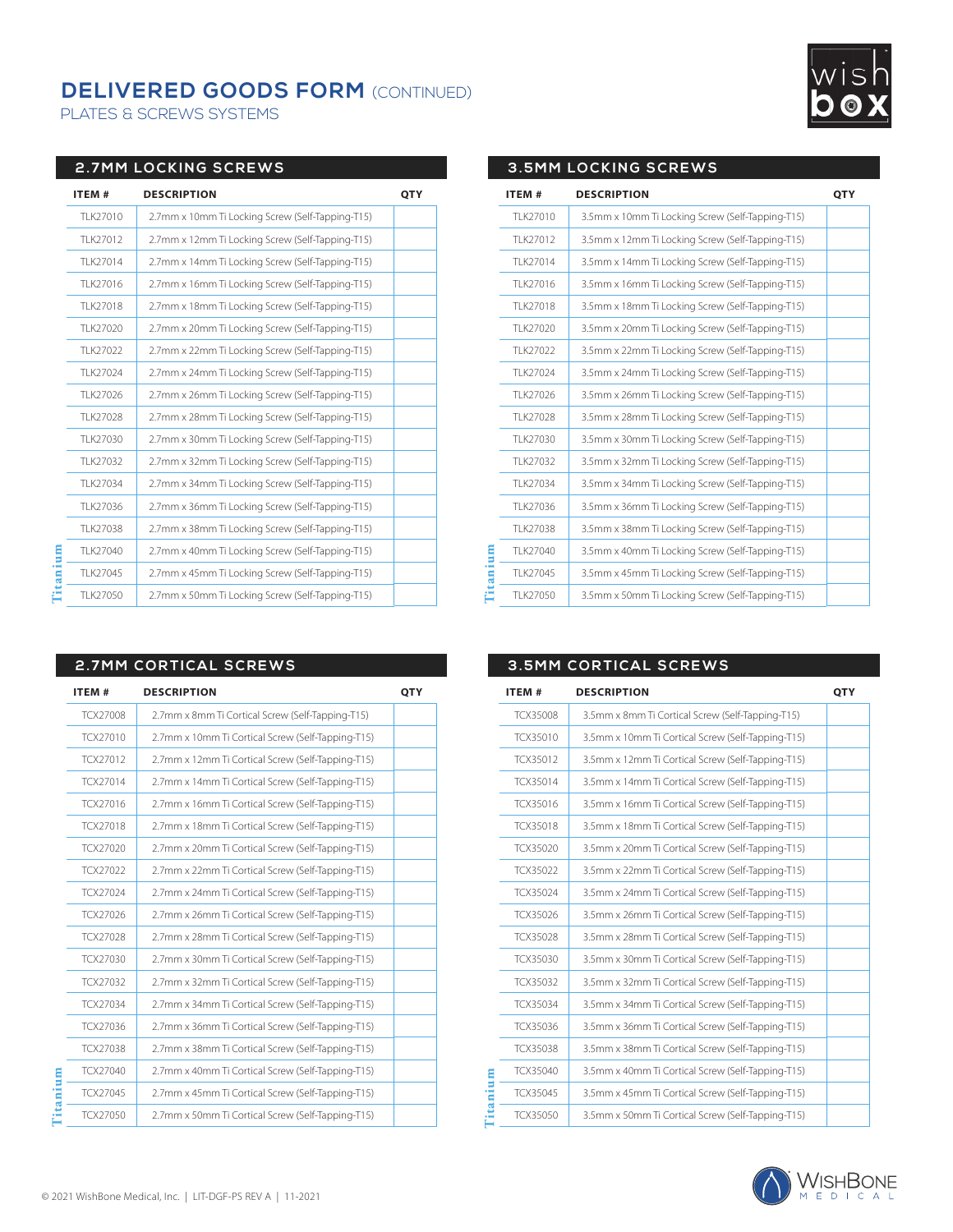# DELIVERED GOODS FORM (CONTINUED)

PLATES & SCREWS SYSTEMS

## 2.7MM LOCKING SCREWS

Titanium

| ITEM # | DESCRIPTION | QTY |
|---|---|---|
| TLK27010 | 2.7mm x 10mm Ti Locking Screw (Self-Tapping-T15) | |
| TLK27012 | 2.7mm x 12mm Ti Locking Screw (Self-Tapping-T15) | |
| TLK27014 | 2.7mm x 14mm Ti Locking Screw (Self-Tapping-T15) | |
| TLK27016 | 2.7mm x 16mm Ti Locking Screw (Self-Tapping-T15) | |
| TLK27018 | 2.7mm x 18mm Ti Locking Screw (Self-Tapping-T15) | |
| TLK27020 | 2.7mm x 20mm Ti Locking Screw (Self-Tapping-T15) | |
| TLK27022 | 2.7mm x 22mm Ti Locking Screw (Self-Tapping-T15) | |
| TLK27024 | 2.7mm x 24mm Ti Locking Screw (Self-Tapping-T15) | |
| TLK27026 | 2.7mm x 26mm Ti Locking Screw (Self-Tapping-T15) | |
| TLK27028 | 2.7mm x 28mm Ti Locking Screw (Self-Tapping-T15) | |
| TLK27030 | 2.7mm x 30mm Ti Locking Screw (Self-Tapping-T15) | |
| TLK27032 | 2.7mm x 32mm Ti Locking Screw (Self-Tapping-T15) | |
| TLK27034 | 2.7mm x 34mm Ti Locking Screw (Self-Tapping-T15) | |
| TLK27036 | 2.7mm x 36mm Ti Locking Screw (Self-Tapping-T15) | |
| TLK27038 | 2.7mm x 38mm Ti Locking Screw (Self-Tapping-T15) | |
| TLK27040 | 2.7mm x 40mm Ti Locking Screw (Self-Tapping-T15) | |
| TLK27045 | 2.7mm x 45mm Ti Locking Screw (Self-Tapping-T15) | |
| TLK27050 | 2.7mm x 50mm Ti Locking Screw (Self-Tapping-T15) | |

## 3.5MM LOCKING SCREWS

Titanium

| ITEM # | DESCRIPTION | QTY |
|---|---|---|
| TLK27010 | 3.5mm x 10mm Ti Locking Screw (Self-Tapping-T15) | |
| TLK27012 | 3.5mm x 12mm Ti Locking Screw (Self-Tapping-T15) | |
| TLK27014 | 3.5mm x 14mm Ti Locking Screw (Self-Tapping-T15) | |
| TLK27016 | 3.5mm x 16mm Ti Locking Screw (Self-Tapping-T15) | |
| TLK27018 | 3.5mm x 18mm Ti Locking Screw (Self-Tapping-T15) | |
| TLK27020 | 3.5mm x 20mm Ti Locking Screw (Self-Tapping-T15) | |
| TLK27022 | 3.5mm x 22mm Ti Locking Screw (Self-Tapping-T15) | |
| TLK27024 | 3.5mm x 24mm Ti Locking Screw (Self-Tapping-T15) | |
| TLK27026 | 3.5mm x 26mm Ti Locking Screw (Self-Tapping-T15) | |
| TLK27028 | 3.5mm x 28mm Ti Locking Screw (Self-Tapping-T15) | |
| TLK27030 | 3.5mm x 30mm Ti Locking Screw (Self-Tapping-T15) | |
| TLK27032 | 3.5mm x 32mm Ti Locking Screw (Self-Tapping-T15) | |
| TLK27034 | 3.5mm x 34mm Ti Locking Screw (Self-Tapping-T15) | |
| TLK27036 | 3.5mm x 36mm Ti Locking Screw (Self-Tapping-T15) | |
| TLK27038 | 3.5mm x 38mm Ti Locking Screw (Self-Tapping-T15) | |
| TLK27040 | 3.5mm x 40mm Ti Locking Screw (Self-Tapping-T15) | |
| TLK27045 | 3.5mm x 45mm Ti Locking Screw (Self-Tapping-T15) | |
| TLK27050 | 3.5mm x 50mm Ti Locking Screw (Self-Tapping-T15) | |

## 2.7MM CORTICAL SCREWS

Titanium

| ITEM # | DESCRIPTION | QTY |
|---|---|---|
| TCX27008 | 2.7mm x 8mm Ti Cortical Screw (Self-Tapping-T15) | |
| TCX27010 | 2.7mm x 10mm Ti Cortical Screw (Self-Tapping-T15) | |
| TCX27012 | 2.7mm x 12mm Ti Cortical Screw (Self-Tapping-T15) | |
| TCX27014 | 2.7mm x 14mm Ti Cortical Screw (Self-Tapping-T15) | |
| TCX27016 | 2.7mm x 16mm Ti Cortical Screw (Self-Tapping-T15) | |
| TCX27018 | 2.7mm x 18mm Ti Cortical Screw (Self-Tapping-T15) | |
| TCX27020 | 2.7mm x 20mm Ti Cortical Screw (Self-Tapping-T15) | |
| TCX27022 | 2.7mm x 22mm Ti Cortical Screw (Self-Tapping-T15) | |
| TCX27024 | 2.7mm x 24mm Ti Cortical Screw (Self-Tapping-T15) | |
| TCX27026 | 2.7mm x 26mm Ti Cortical Screw (Self-Tapping-T15) | |
| TCX27028 | 2.7mm x 28mm Ti Cortical Screw (Self-Tapping-T15) | |
| TCX27030 | 2.7mm x 30mm Ti Cortical Screw (Self-Tapping-T15) | |
| TCX27032 | 2.7mm x 32mm Ti Cortical Screw (Self-Tapping-T15) | |
| TCX27034 | 2.7mm x 34mm Ti Cortical Screw (Self-Tapping-T15) | |
| TCX27036 | 2.7mm x 36mm Ti Cortical Screw (Self-Tapping-T15) | |
| TCX27038 | 2.7mm x 38mm Ti Cortical Screw (Self-Tapping-T15) | |
| TCX27040 | 2.7mm x 40mm Ti Cortical Screw (Self-Tapping-T15) | |
| TCX27045 | 2.7mm x 45mm Ti Cortical Screw (Self-Tapping-T15) | |
| TCX27050 | 2.7mm x 50mm Ti Cortical Screw (Self-Tapping-T15) | |

## 3.5MM CORTICAL SCREWS

Titanium

| ITEM # | DESCRIPTION | QTY |
|---|---|---|
| TCX35008 | 3.5mm x 8mm Ti Cortical Screw (Self-Tapping-T15) | |
| TCX35010 | 3.5mm x 10mm Ti Cortical Screw (Self-Tapping-T15) | |
| TCX35012 | 3.5mm x 12mm Ti Cortical Screw (Self-Tapping-T15) | |
| TCX35014 | 3.5mm x 14mm Ti Cortical Screw (Self-Tapping-T15) | |
| TCX35016 | 3.5mm x 16mm Ti Cortical Screw (Self-Tapping-T15) | |
| TCX35018 | 3.5mm x 18mm Ti Cortical Screw (Self-Tapping-T15) | |
| TCX35020 | 3.5mm x 20mm Ti Cortical Screw (Self-Tapping-T15) | |
| TCX35022 | 3.5mm x 22mm Ti Cortical Screw (Self-Tapping-T15) | |
| TCX35024 | 3.5mm x 24mm Ti Cortical Screw (Self-Tapping-T15) | |
| TCX35026 | 3.5mm x 26mm Ti Cortical Screw (Self-Tapping-T15) | |
| TCX35028 | 3.5mm x 28mm Ti Cortical Screw (Self-Tapping-T15) | |
| TCX35030 | 3.5mm x 30mm Ti Cortical Screw (Self-Tapping-T15) | |
| TCX35032 | 3.5mm x 32mm Ti Cortical Screw (Self-Tapping-T15) | |
| TCX35034 | 3.5mm x 34mm Ti Cortical Screw (Self-Tapping-T15) | |
| TCX35036 | 3.5mm x 36mm Ti Cortical Screw (Self-Tapping-T15) | |
| TCX35038 | 3.5mm x 38mm Ti Cortical Screw (Self-Tapping-T15) | |
| TCX35040 | 3.5mm x 40mm Ti Cortical Screw (Self-Tapping-T15) | |
| TCX35045 | 3.5mm x 45mm Ti Cortical Screw (Self-Tapping-T15) | |
| TCX35050 | 3.5mm x 50mm Ti Cortical Screw (Self-Tapping-T15) | |

© 2021 WishBone Medical, Inc. | LIT-DGF-PS REV A | 11-2021